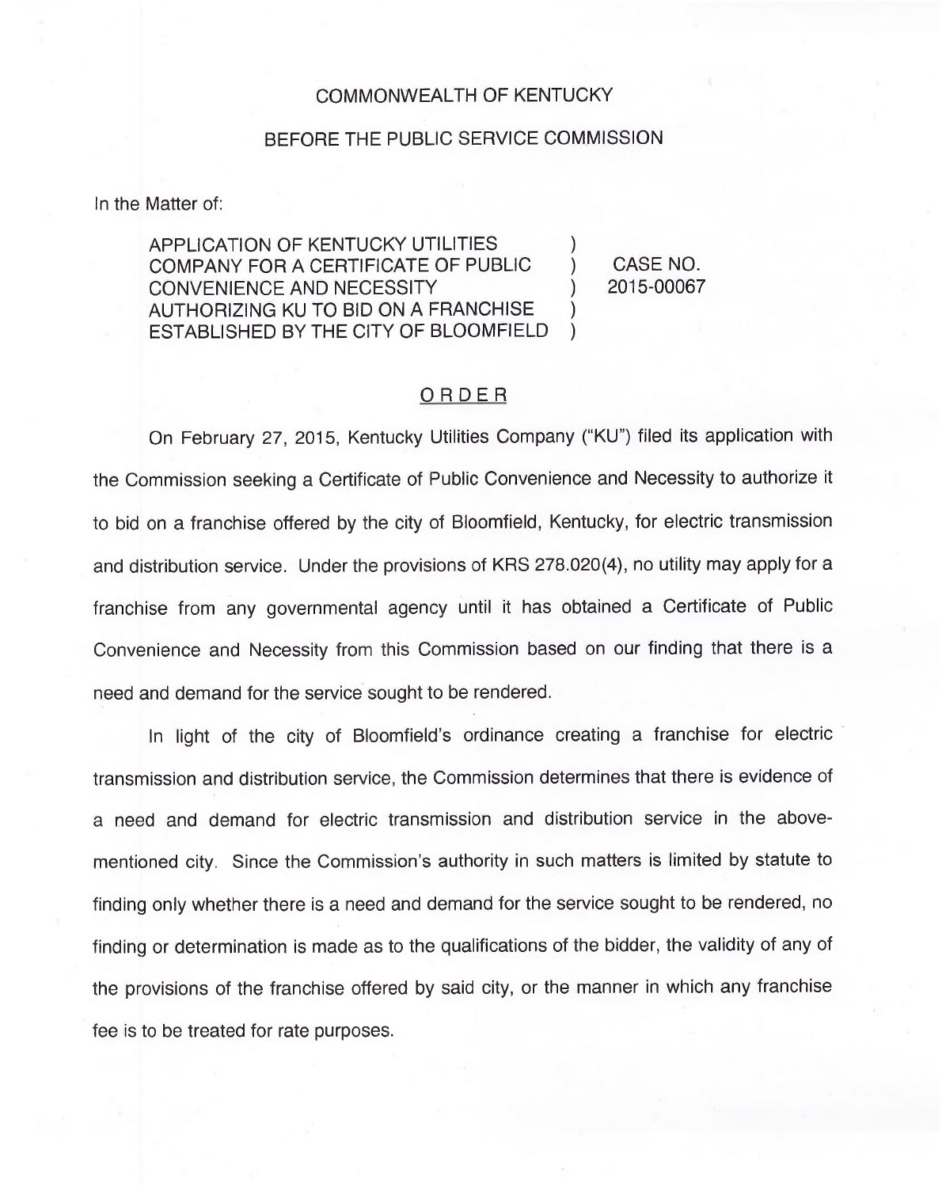COMMONWEALTH OF KENTUCKY

BEFORE THE PUBLIC SERVICE COMMISSION

In the Matter of:

| | | |
|---|---|---|
| APPLICATION OF KENTUCKY UTILITIES COMPANY FOR A CERTIFICATE OF PUBLIC CONVENIENCE AND NECESSITY AUTHORIZING KU TO BID ON A FRANCHISE ESTABLISHED BY THE CITY OF BLOOMFIELD | ) | CASE NO. 2015-00067 |

## ORDER

On February 27, 2015, Kentucky Utilities Company ("KU") filed its application with the Commission seeking a Certificate of Public Convenience and Necessity to authorize it to bid on a franchise offered by the city of Bloomfield, Kentucky, for electric transmission and distribution service. Under the provisions of KRS 278.020(4), no utility may apply for a franchise from any governmental agency until it has obtained a Certificate of Public Convenience and Necessity from this Commission based on our finding that there is a need and demand for the service sought to be rendered.

In light of the city of Bloomfield's ordinance creating a franchise for electric transmission and distribution service, the Commission determines that there is evidence of a need and demand for electric transmission and distribution service in the above-mentioned city. Since the Commission's authority in such matters is limited by statute to finding only whether there is a need and demand for the service sought to be rendered, no finding or determination is made as to the qualifications of the bidder, the validity of any of the provisions of the franchise offered by said city, or the manner in which any franchise fee is to be treated for rate purposes.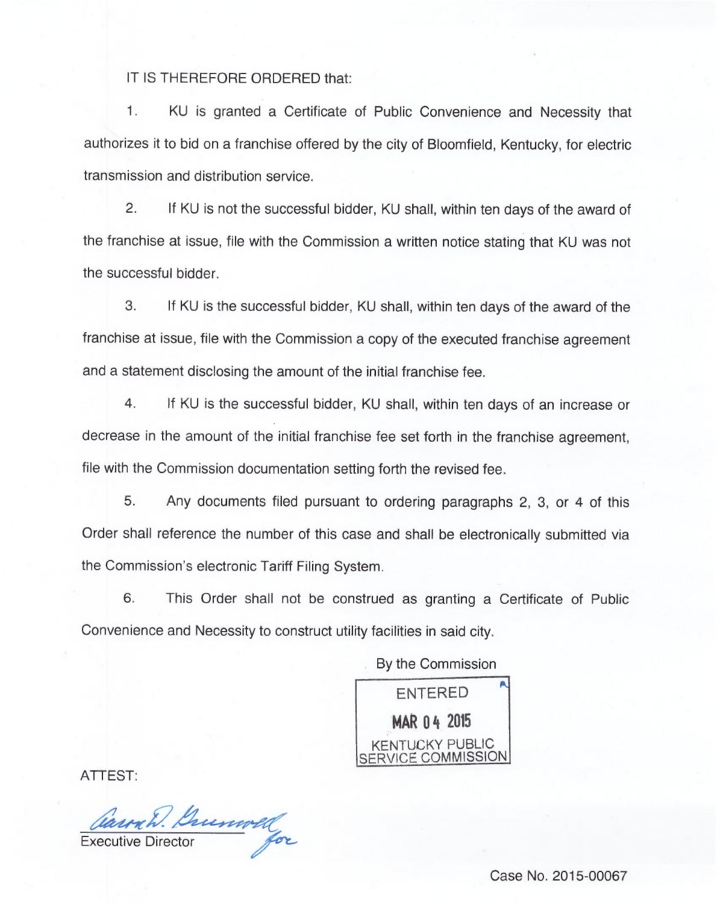IT IS THEREFORE ORDERED that:

1. KU is granted a Certificate of Public Convenience and Necessity that authorizes it to bid on a franchise offered by the city of Bloomfield, Kentucky, for electric transmission and distribution service.

2. If KU is not the successful bidder, KU shall, within ten days of the award of the franchise at issue, file with the Commission a written notice stating that KU was not the successful bidder.

3. If KU is the successful bidder, KU shall, within ten days of the award of the franchise at issue, file with the Commission a copy of the executed franchise agreement and a statement disclosing the amount of the initial franchise fee.

4. If KU is the successful bidder, KU shall, within ten days of an increase or decrease in the amount of the initial franchise fee set forth in the franchise agreement, file with the Commission documentation setting forth the revised fee.

5. Any documents filed pursuant to ordering paragraphs 2, 3, or 4 of this Order shall reference the number of this case and shall be electronically submitted via the Commission's electronic Tariff Filing System.

6. This Order shall not be construed as granting a Certificate of Public Convenience and Necessity to construct utility facilities in said city.

By the Commission

ENTERED
MAR 04 2015
KENTUCKY PUBLIC SERVICE COMMISSION

ATTEST:

Executive Director

Case No. 2015-00067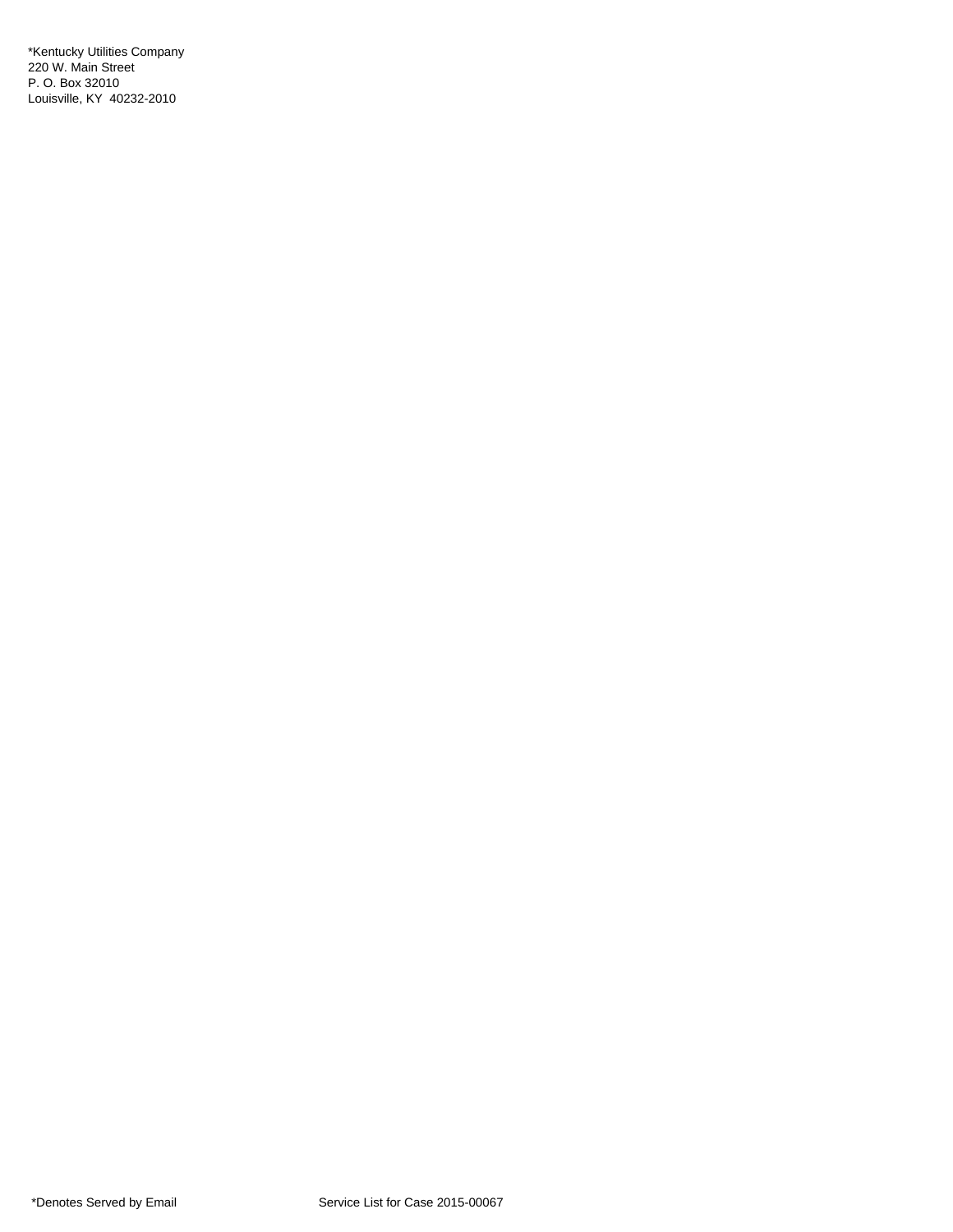*Kentucky Utilities Company
220 W. Main Street
P. O. Box 32010
Louisville, KY 40232-2010